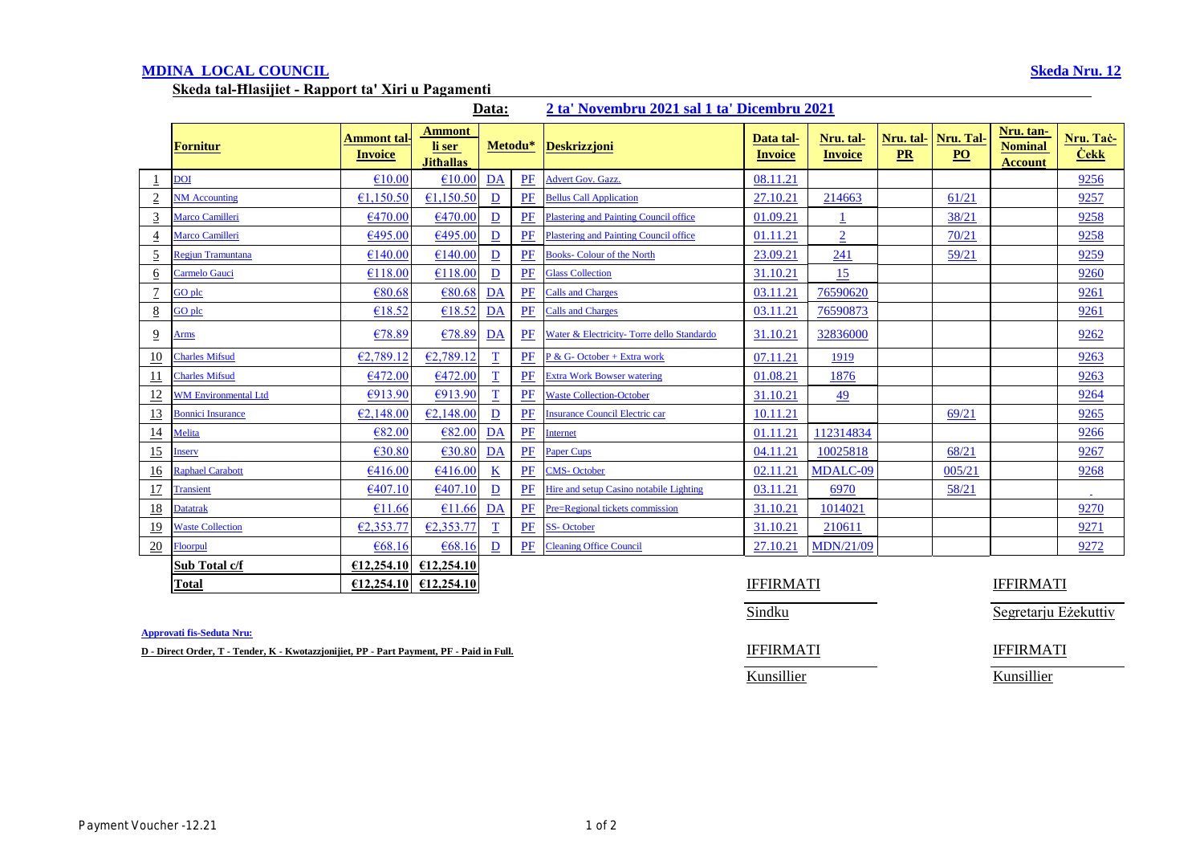**MDINA LOCAL COUNCIL** **Skeda Nru. 12**

**Skeda tal-Ħlasijiet - Rapport ta' Xiri u Pagamenti**

**Data:** **2 ta' Novembru 2021 sal 1 ta' Diċembru 2021**

| | Fornitur | Ammont tal-Invoice | Ammont li ser Jitħallas | Metodu* | | Deskrizzjoni | Data tal-Invoice | Nru. tal-Invoice | Nru. tal-PR | Nru. Tal-PO | Nru. tan-Nominal Account | Nru. Taċ-Ċekk |
|---|---|---|---|---|---|---|---|---|---|---|---|---|
| 1 | DOI | €10.00 | €10.00 | DA | PF | Advert Gov. Gazz. | 08.11.21 | | | | | 9256 |
| 2 | NM Accounting | €1,150.50 | €1,150.50 | D | PF | Bellus Call Application | 27.10.21 | 214663 | | 61/21 | | 9257 |
| 3 | Marco Camilleri | €470.00 | €470.00 | D | PF | Plastering and Painting Council office | 01.09.21 | 1 | | 38/21 | | 9258 |
| 4 | Marco Camilleri | €495.00 | €495.00 | D | PF | Plastering and Painting Council office | 01.11.21 | 2 | | 70/21 | | 9258 |
| 5 | Regjun Tramuntana | €140.00 | €140.00 | D | PF | Books- Colour of the North | 23.09.21 | 241 | | 59/21 | | 9259 |
| 6 | Carmelo Gauci | €118.00 | €118.00 | D | PF | Glass Collection | 31.10.21 | 15 | | | | 9260 |
| 7 | GO plc | €80.68 | €80.68 | DA | PF | Calls and Charges | 03.11.21 | 76590620 | | | | 9261 |
| 8 | GO plc | €18.52 | €18.52 | DA | PF | Calls and Charges | 03.11.21 | 76590873 | | | | 9261 |
| 9 | Arms | €78.89 | €78.89 | DA | PF | Water & Electricity- Torre dello Standardo | 31.10.21 | 32836000 | | | | 9262 |
| 10 | Charles Mifsud | €2,789.12 | €2,789.12 | T | PF | P & G- October + Extra work | 07.11.21 | 1919 | | | | 9263 |
| 11 | Charles Mifsud | €472.00 | €472.00 | T | PF | Extra Work Bowser watering | 01.08.21 | 1876 | | | | 9263 |
| 12 | WM Environmental Ltd | €913.90 | €913.90 | T | PF | Waste Collection-October | 31.10.21 | 49 | | | | 9264 |
| 13 | Bonnici Insurance | €2,148.00 | €2,148.00 | D | PF | Insurance Council Electric car | 10.11.21 | | | 69/21 | | 9265 |
| 14 | Melita | €82.00 | €82.00 | DA | PF | Internet | 01.11.21 | 112314834 | | | | 9266 |
| 15 | Inserv | €30.80 | €30.80 | DA | PF | Paper Cups | 04.11.21 | 10025818 | | 68/21 | | 9267 |
| 16 | Raphael Carabott | €416.00 | €416.00 | K | PF | CMS- October | 02.11.21 | MDALC-09 | | 005/21 | | 9268 |
| 17 | Transient | €407.10 | €407.10 | D | PF | Hire and setup Casino notabile Lighting | 03.11.21 | 6970 | | 58/21 | | - |
| 18 | Datatrak | €11.66 | €11.66 | DA | PF | Pre=Regional tickets commission | 31.10.21 | 1014021 | | | | 9270 |
| 19 | Waste Collection | €2,353.77 | €2,353.77 | T | PF | SS- October | 31.10.21 | 210611 | | | | 9271 |
| 20 | Floorpul | €68.16 | €68.16 | D | PF | Cleaning Office Council | 27.10.21 | MDN/21/09 | | | | 9272 |
| | **Sub Total c/f** | **€12,254.10** | **€12,254.10** | | | | | | | | | |
| | **Total** | **€12,254.10** | **€12,254.10** | | | | | | | | | |

IFFIRMATI ______________ Sindku

IFFIRMATI ______________ Segretarju Eżekuttiv

**Approvati fis-Seduta Nru:**

**D - Direct Order, T - Tender, K - Kwotazzjonijiet, PP - Part Payment, PF - Paid in Full.**

IFFIRMATI ______________ Kunsillier

IFFIRMATI ______________ Kunsillier

Payment Voucher -12.21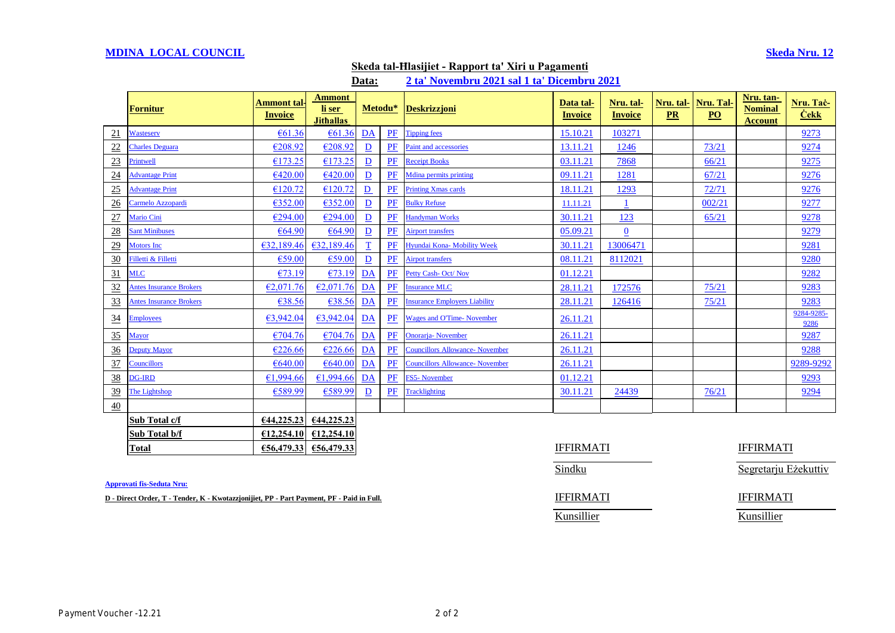**MDINA LOCAL COUNCIL**

**Skeda Nru. 12**

## Skeda tal-Ħlasijiet - Rapport ta' Xiri u Pagamenti

**Data:** **2 ta' Novembru 2021 sal 1 ta' Diċembru 2021**

| | Fornitur | Ammont tal-Invoice | Ammont li ser Jitħallas | Metodu* | | Deskrizzjoni | Data tal-Invoice | Nru. tal-Invoice | Nru. tal-PR | Nru. Tal-PO | Nru. tan-Nominal Account | Nru. Taċ-Ċekk |
|---|---|---|---|---|---|---|---|---|---|---|---|---|
| 21 | Wasteserv | €61.36 | €61.36 | DA | PF | Tipping fees | 15.10.21 | 103271 | | | | 9273 |
| 22 | Charles Deguara | €208.92 | €208.92 | D | PF | Paint and accessories | 13.11.21 | 1246 | | 73/21 | | 9274 |
| 23 | Printwell | €173.25 | €173.25 | D | PF | Receipt Books | 03.11.21 | 7868 | | 66/21 | | 9275 |
| 24 | Advantage Print | €420.00 | €420.00 | D | PF | Mdina permits printing | 09.11.21 | 1281 | | 67/21 | | 9276 |
| 25 | Advantage Print | €120.72 | €120.72 | D | PF | Printing Xmas cards | 18.11.21 | 1293 | | 72/71 | | 9276 |
| 26 | Carmelo Azzopardi | €352.00 | €352.00 | D | PF | Bulky Refuse | 11.11.21 | 1 | | 002/21 | | 9277 |
| 27 | Mario Cini | €294.00 | €294.00 | D | PF | Handyman Works | 30.11.21 | 123 | | 65/21 | | 9278 |
| 28 | Sant Minibuses | €64.90 | €64.90 | D | PF | Airport transfers | 05.09.21 | 0 | | | | 9279 |
| 29 | Motors Inc | €32,189.46 | €32,189.46 | T | PF | Hyundai Kona- Mobility Week | 30.11.21 | 13006471 | | | | 9281 |
| 30 | Filletti & Filletti | €59.00 | €59.00 | D | PF | Airpot transfers | 08.11.21 | 8112021 | | | | 9280 |
| 31 | MLC | €73.19 | €73.19 | DA | PF | Petty Cash- Oct/ Nov | 01.12.21 | | | | | 9282 |
| 32 | Antes Insurance Brokers | €2,071.76 | €2,071.76 | DA | PF | Insurance MLC | 28.11.21 | 172576 | | 75/21 | | 9283 |
| 33 | Antes Insurance Brokers | €38.56 | €38.56 | DA | PF | Insurance Employers Liability | 28.11.21 | 126416 | | 75/21 | | 9283 |
| 34 | Employees | €3,942.04 | €3,942.04 | DA | PF | Wages and O'Time- November | 26.11.21 | | | | | 9284-9285-9286 |
| 35 | Mayor | €704.76 | €704.76 | DA | PF | Onorarja- November | 26.11.21 | | | | | 9287 |
| 36 | Deputy Mayor | €226.66 | €226.66 | DA | PF | Councillors Allowance- November | 26.11.21 | | | | | 9288 |
| 37 | Councillors | €640.00 | €640.00 | DA | PF | Councillors Allowance- November | 26.11.21 | | | | | 9289-9292 |
| 38 | DG-IRD | €1,994.66 | €1,994.66 | DA | PF | FS5- November | 01.12.21 | | | | | 9293 |
| 39 | The Lightshop | €589.99 | €589.99 | D | PF | Tracklighting | 30.11.21 | 24439 | | 76/21 | | 9294 |
| 40 | | | | | | | | | | | | |
| | **Sub Total c/f** | **€44,225.23** | **€44,225.23** | | | | | | | | | |
| | **Sub Total b/f** | **€12,254.10** | **€12,254.10** | | | | | | | | | |
| | **Total** | **€56,479.33** | **€56,479.33** | | | | | | | | | |

IFFIRMATI

Sindku

IFFIRMATI

Segretarju Eżekuttiv

**Approvati fis-Seduta Nru:**

**D - Direct Order, T - Tender, K - Kwotazzjonijiet, PP - Part Payment, PF - Paid in Full.**

IFFIRMATI

Kunsillier

IFFIRMATI

Kunsillier

Payment Voucher -12.21